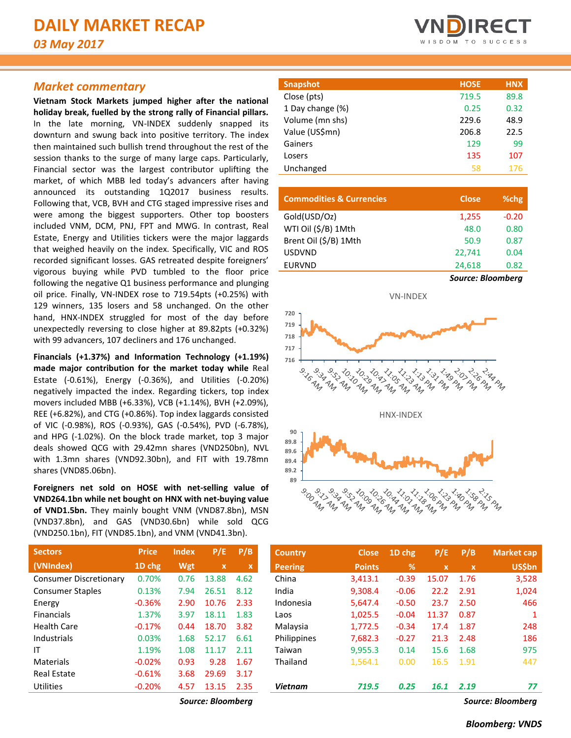# DAILY MARKET RECAP

*03 May 2017*

## *Market commentary*

**Vietnam Stock Markets jumped higher after the national holiday break, fuelled by the strong rally of Financial pillars.** In the late morning, VN-INDEX suddenly snapped its downturn and swung back into positive territory. The index then maintained such bullish trend throughout the rest of the session thanks to the surge of many large caps. Particularly, Financial sector was the largest contributor uplifting the market, of which MBB led today's advancers after having announced its outstanding 1Q2017 business results. Following that, VCB, BVH and CTG staged impressive rises and were among the biggest supporters. Other top boosters included VNM, DCM, PNJ, FPT and MWG. In contrast, Real Estate, Energy and Utilities tickers were the major laggards that weighed heavily on the index. Specifically, VIC and ROS recorded significant losses. GAS retreated despite foreigners' vigorous buying while PVD tumbled to the floor price following the negative Q1 business performance and plunging oil price. Finally, VN-INDEX rose to 719.54pts (+0.25%) with 129 winners, 135 losers and 58 unchanged. On the other hand, HNX-INDEX struggled for most of the day before unexpectedly reversing to close higher at 89.82pts (+0.32%) with 99 advancers, 107 decliners and 176 unchanged.

**Financials (+1.37%) and Information Technology (+1.19%) made major contribution for the market today while** Real Estate (-0.61%), Energy (-0.36%), and Utilities (-0.20%) negatively impacted the index. Regarding tickers, top index movers included MBB (+6.33%), VCB (+1.14%), BVH (+2.09%), REE (+6.82%), and CTG (+0.86%). Top index laggards consisted of VIC (-0.98%), ROS (-0.93%), GAS (-0.54%), PVD (-6.78%), and HPG (-1.02%). On the block trade market, top 3 major deals showed QCG with 29.42mn shares (VND250bn), NVL with 1.3mn shares (VND92.30bn), and FIT with 19.78mn shares (VND85.06bn).

**Foreigners net sold on HOSE with net-selling value of VND264.1bn while net bought on HNX with net-buying value of VND1.5bn.** They mainly bought VNM (VND87.8bn), MSN (VND37.8bn), and GAS (VND30.6bn) while sold QCG (VND250.1bn), FIT (VND85.1bn), and VNM (VND41.3bn).

| Snapshot | HOSE | HNX |
|---|---|---|
| Close (pts) | 719.5 | 89.8 |
| 1 Day change (%) | 0.25 | 0.32 |
| Volume (mn shs) | 229.6 | 48.9 |
| Value (US$mn) | 206.8 | 22.5 |
| Gainers | 129 | 99 |
| Losers | 135 | 107 |
| Unchanged | 58 | 176 |

| Commodities & Currencies | Close | %chg |
|---|---|---|
| Gold(USD/Oz) | 1,255 | -0.20 |
| WTI Oil ($/B) 1Mth | 48.0 | 0.80 |
| Brent Oil ($/B) 1Mth | 50.9 | 0.87 |
| USDVND | 22,741 | 0.04 |
| EURVND | 24,618 | 0.82 |

*Source: Bloomberg*

| Sectors (VNIndex) | Price 1D chg | Index Wgt | P/E x | P/B x |
|---|---|---|---|---|
| Consumer Discretionary | 0.70% | 0.76 | 13.88 | 4.62 |
| Consumer Staples | 0.13% | 7.94 | 26.51 | 8.12 |
| Energy | -0.36% | 2.90 | 10.76 | 2.33 |
| Financials | 1.37% | 3.97 | 18.11 | 1.83 |
| Health Care | -0.17% | 0.44 | 18.70 | 3.82 |
| Industrials | 0.03% | 1.68 | 52.17 | 6.61 |
| IT | 1.19% | 1.08 | 11.17 | 2.11 |
| Materials | -0.02% | 0.93 | 9.28 | 1.67 |
| Real Estate | -0.61% | 3.68 | 29.69 | 3.17 |
| Utilities | -0.20% | 4.57 | 13.15 | 2.35 |

*Source: Bloomberg*

| Country Peering | Close Points | 1D chg % | P/E x | P/B x | Market cap US$bn |
|---|---|---|---|---|---|
| China | 3,413.1 | -0.39 | 15.07 | 1.76 | 3,528 |
| India | 9,308.4 | -0.06 | 22.2 | 2.91 | 1,024 |
| Indonesia | 5,647.4 | -0.50 | 23.7 | 2.50 | 466 |
| Laos | 1,025.5 | -0.04 | 11.37 | 0.87 | 1 |
| Malaysia | 1,772.5 | -0.34 | 17.4 | 1.87 | 248 |
| Philippines | 7,682.3 | -0.27 | 21.3 | 2.48 | 186 |
| Taiwan | 9,955.3 | 0.14 | 15.6 | 1.68 | 975 |
| Thailand | 1,564.1 | 0.00 | 16.5 | 1.91 | 447 |
| ***Vietnam*** | ***719.5*** | ***0.25*** | ***16.1*** | ***2.19*** | ***77*** |

*Source: Bloomberg*

***Bloomberg: VNDS***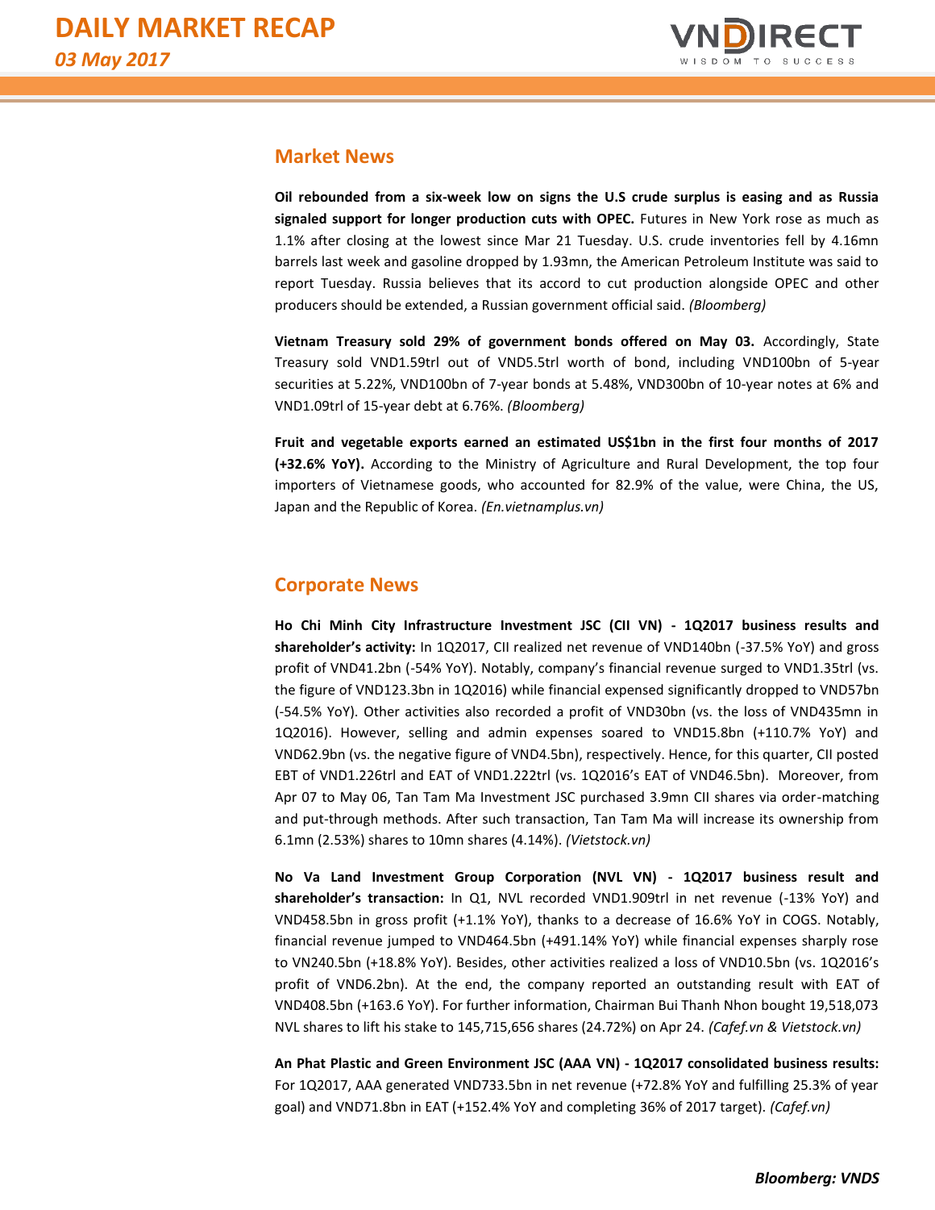## Market News

**Oil rebounded from a six-week low on signs the U.S crude surplus is easing and as Russia signaled support for longer production cuts with OPEC.** Futures in New York rose as much as 1.1% after closing at the lowest since Mar 21 Tuesday. U.S. crude inventories fell by 4.16mn barrels last week and gasoline dropped by 1.93mn, the American Petroleum Institute was said to report Tuesday. Russia believes that its accord to cut production alongside OPEC and other producers should be extended, a Russian government official said. *(Bloomberg)*

**Vietnam Treasury sold 29% of government bonds offered on May 03.** Accordingly, State Treasury sold VND1.59trl out of VND5.5trl worth of bond, including VND100bn of 5-year securities at 5.22%, VND100bn of 7-year bonds at 5.48%, VND300bn of 10-year notes at 6% and VND1.09trl of 15-year debt at 6.76%. *(Bloomberg)*

**Fruit and vegetable exports earned an estimated US$1bn in the first four months of 2017 (+32.6% YoY).** According to the Ministry of Agriculture and Rural Development, the top four importers of Vietnamese goods, who accounted for 82.9% of the value, were China, the US, Japan and the Republic of Korea. *(En.vietnamplus.vn)*

## Corporate News

**Ho Chi Minh City Infrastructure Investment JSC (CII VN) - 1Q2017 business results and shareholder's activity:** In 1Q2017, CII realized net revenue of VND140bn (-37.5% YoY) and gross profit of VND41.2bn (-54% YoY). Notably, company's financial revenue surged to VND1.35trl (vs. the figure of VND123.3bn in 1Q2016) while financial expensed significantly dropped to VND57bn (-54.5% YoY). Other activities also recorded a profit of VND30bn (vs. the loss of VND435mn in 1Q2016). However, selling and admin expenses soared to VND15.8bn (+110.7% YoY) and VND62.9bn (vs. the negative figure of VND4.5bn), respectively. Hence, for this quarter, CII posted EBT of VND1.226trl and EAT of VND1.222trl (vs. 1Q2016's EAT of VND46.5bn). Moreover, from Apr 07 to May 06, Tan Tam Ma Investment JSC purchased 3.9mn CII shares via order-matching and put-through methods. After such transaction, Tan Tam Ma will increase its ownership from 6.1mn (2.53%) shares to 10mn shares (4.14%). *(Vietstock.vn)*

**No Va Land Investment Group Corporation (NVL VN) - 1Q2017 business result and shareholder's transaction:** In Q1, NVL recorded VND1.909trl in net revenue (-13% YoY) and VND458.5bn in gross profit (+1.1% YoY), thanks to a decrease of 16.6% YoY in COGS. Notably, financial revenue jumped to VND464.5bn (+491.14% YoY) while financial expenses sharply rose to VN240.5bn (+18.8% YoY). Besides, other activities realized a loss of VND10.5bn (vs. 1Q2016's profit of VND6.2bn). At the end, the company reported an outstanding result with EAT of VND408.5bn (+163.6 YoY). For further information, Chairman Bui Thanh Nhon bought 19,518,073 NVL shares to lift his stake to 145,715,656 shares (24.72%) on Apr 24. *(Cafef.vn & Vietstock.vn)*

**An Phat Plastic and Green Environment JSC (AAA VN) - 1Q2017 consolidated business results:** For 1Q2017, AAA generated VND733.5bn in net revenue (+72.8% YoY and fulfilling 25.3% of year goal) and VND71.8bn in EAT (+152.4% YoY and completing 36% of 2017 target). *(Cafef.vn)*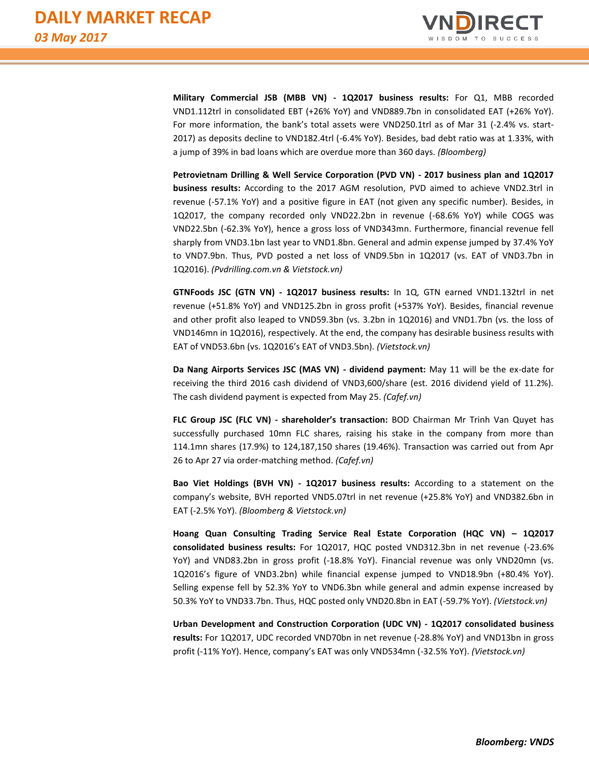**Military Commercial JSB (MBB VN) - 1Q2017 business results:** For Q1, MBB recorded VND1.112trl in consolidated EBT (+26% YoY) and VND889.7bn in consolidated EAT (+26% YoY). For more information, the bank's total assets were VND250.1trl as of Mar 31 (-2.4% vs. start-2017) as deposits decline to VND182.4trl (-6.4% YoY). Besides, bad debt ratio was at 1.33%, with a jump of 39% in bad loans which are overdue more than 360 days. *(Bloomberg)*

**Petrovietnam Drilling & Well Service Corporation (PVD VN) - 2017 business plan and 1Q2017 business results:** According to the 2017 AGM resolution, PVD aimed to achieve VND2.3trl in revenue (-57.1% YoY) and a positive figure in EAT (not given any specific number). Besides, in 1Q2017, the company recorded only VND22.2bn in revenue (-68.6% YoY) while COGS was VND22.5bn (-62.3% YoY), hence a gross loss of VND343mn. Furthermore, financial revenue fell sharply from VND3.1bn last year to VND1.8bn. General and admin expense jumped by 37.4% YoY to VND7.9bn. Thus, PVD posted a net loss of VND9.5bn in 1Q2017 (vs. EAT of VND3.7bn in 1Q2016). *(Pvdrilling.com.vn & Vietstock.vn)*

**GTNFoods JSC (GTN VN) - 1Q2017 business results:** In 1Q, GTN earned VND1.132trl in net revenue (+51.8% YoY) and VND125.2bn in gross profit (+537% YoY). Besides, financial revenue and other profit also leaped to VND59.3bn (vs. 3.2bn in 1Q2016) and VND1.7bn (vs. the loss of VND146mn in 1Q2016), respectively. At the end, the company has desirable business results with EAT of VND53.6bn (vs. 1Q2016's EAT of VND3.5bn). *(Vietstock.vn)*

**Da Nang Airports Services JSC (MAS VN) - dividend payment:** May 11 will be the ex-date for receiving the third 2016 cash dividend of VND3,600/share (est. 2016 dividend yield of 11.2%). The cash dividend payment is expected from May 25. *(Cafef.vn)*

**FLC Group JSC (FLC VN) - shareholder's transaction:** BOD Chairman Mr Trinh Van Quyet has successfully purchased 10mn FLC shares, raising his stake in the company from more than 114.1mn shares (17.9%) to 124,187,150 shares (19.46%). Transaction was carried out from Apr 26 to Apr 27 via order-matching method. *(Cafef.vn)*

**Bao Viet Holdings (BVH VN) - 1Q2017 business results:** According to a statement on the company's website, BVH reported VND5.07trl in net revenue (+25.8% YoY) and VND382.6bn in EAT (-2.5% YoY). *(Bloomberg & Vietstock.vn)*

**Hoang Quan Consulting Trading Service Real Estate Corporation (HQC VN) – 1Q2017 consolidated business results:** For 1Q2017, HQC posted VND312.3bn in net revenue (-23.6% YoY) and VND83.2bn in gross profit (-18.8% YoY). Financial revenue was only VND20mn (vs. 1Q2016's figure of VND3.2bn) while financial expense jumped to VND18.9bn (+80.4% YoY). Selling expense fell by 52.3% YoY to VND6.3bn while general and admin expense increased by 50.3% YoY to VND33.7bn. Thus, HQC posted only VND20.8bn in EAT (-59.7% YoY). *(Vietstock.vn)*

**Urban Development and Construction Corporation (UDC VN) - 1Q2017 consolidated business results:** For 1Q2017, UDC recorded VND70bn in net revenue (-28.8% YoY) and VND13bn in gross profit (-11% YoY). Hence, company's EAT was only VND534mn (-32.5% YoY). *(Vietstock.vn)*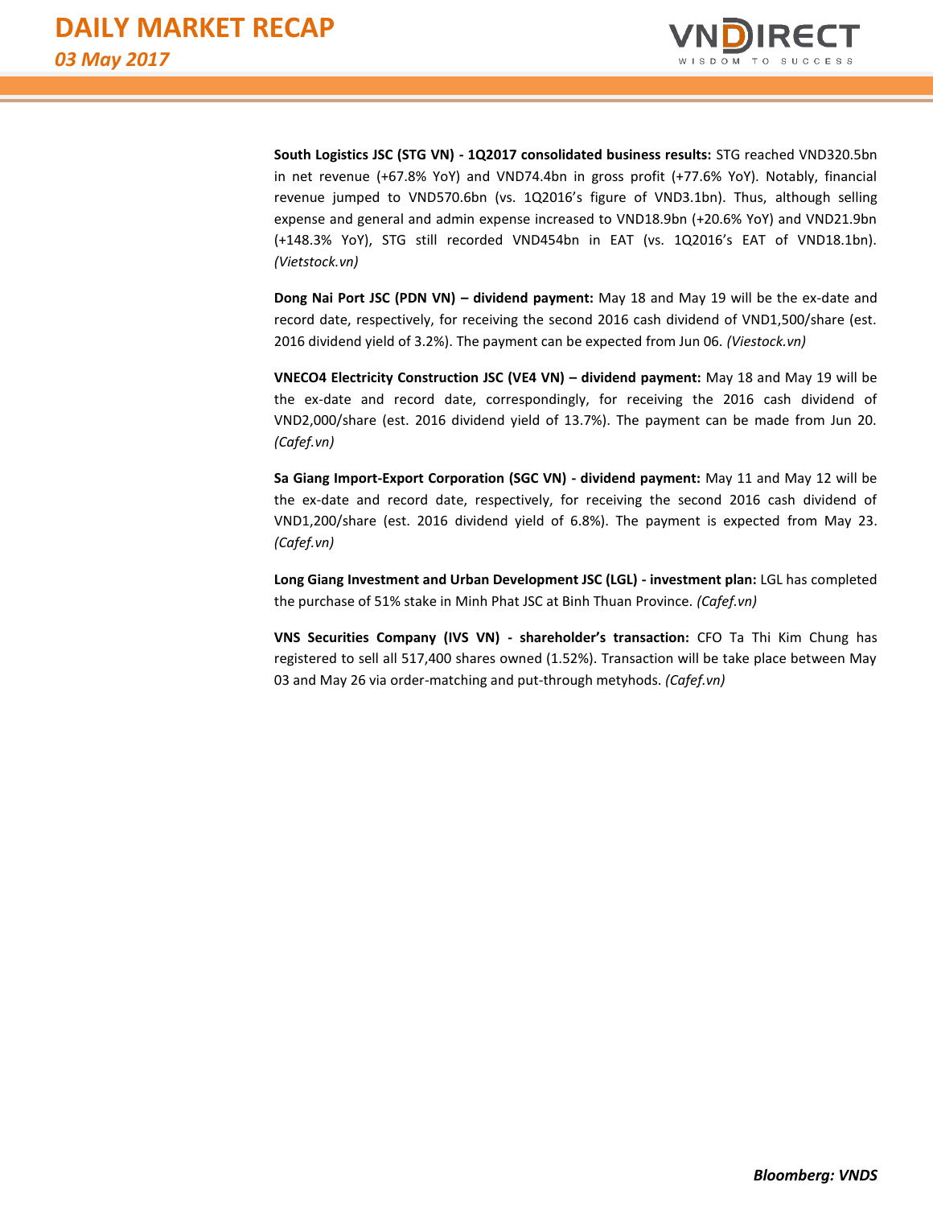**South Logistics JSC (STG VN) - 1Q2017 consolidated business results:** STG reached VND320.5bn in net revenue (+67.8% YoY) and VND74.4bn in gross profit (+77.6% YoY). Notably, financial revenue jumped to VND570.6bn (vs. 1Q2016's figure of VND3.1bn). Thus, although selling expense and general and admin expense increased to VND18.9bn (+20.6% YoY) and VND21.9bn (+148.3% YoY), STG still recorded VND454bn in EAT (vs. 1Q2016's EAT of VND18.1bn). *(Vietstock.vn)*

**Dong Nai Port JSC (PDN VN) – dividend payment:** May 18 and May 19 will be the ex-date and record date, respectively, for receiving the second 2016 cash dividend of VND1,500/share (est. 2016 dividend yield of 3.2%). The payment can be expected from Jun 06. *(Viestock.vn)*

**VNECO4 Electricity Construction JSC (VE4 VN) – dividend payment:** May 18 and May 19 will be the ex-date and record date, correspondingly, for receiving the 2016 cash dividend of VND2,000/share (est. 2016 dividend yield of 13.7%). The payment can be made from Jun 20. *(Cafef.vn)*

**Sa Giang Import-Export Corporation (SGC VN) - dividend payment:** May 11 and May 12 will be the ex-date and record date, respectively, for receiving the second 2016 cash dividend of VND1,200/share (est. 2016 dividend yield of 6.8%). The payment is expected from May 23. *(Cafef.vn)*

**Long Giang Investment and Urban Development JSC (LGL) - investment plan:** LGL has completed the purchase of 51% stake in Minh Phat JSC at Binh Thuan Province. *(Cafef.vn)*

**VNS Securities Company (IVS VN) - shareholder's transaction:** CFO Ta Thi Kim Chung has registered to sell all 517,400 shares owned (1.52%). Transaction will be take place between May 03 and May 26 via order-matching and put-through metyhods. *(Cafef.vn)*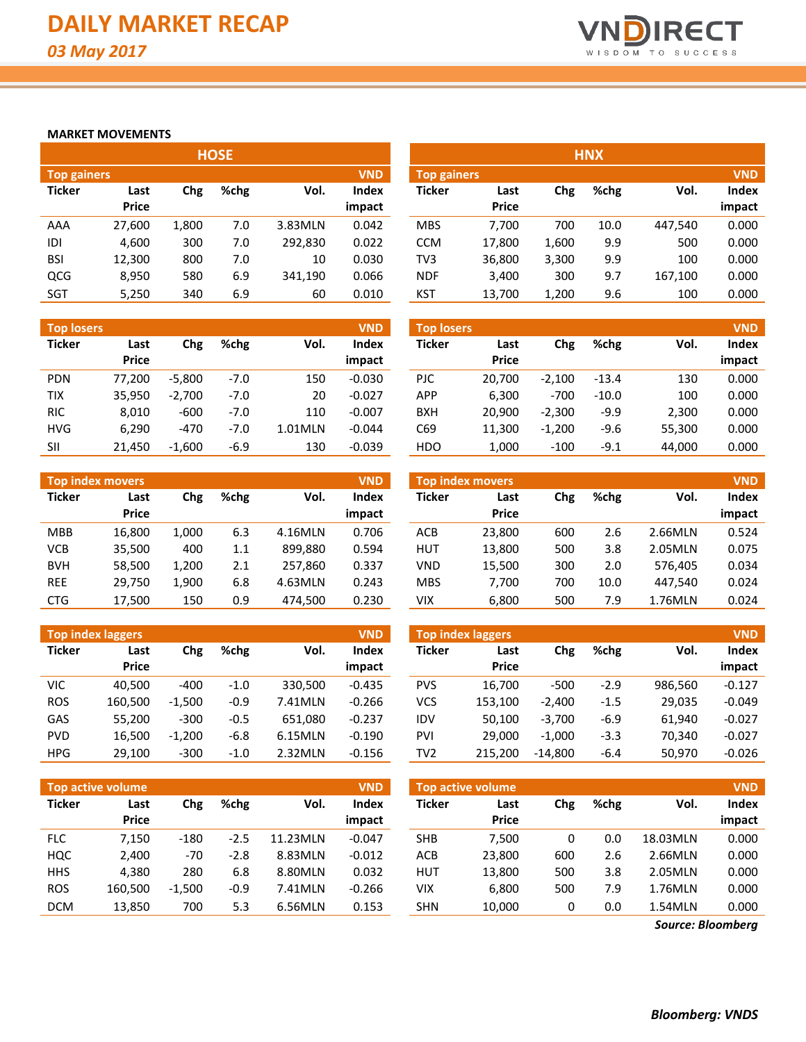# DAILY MARKET RECAP

*03 May 2017*

## MARKET MOVEMENTS

### HOSE

**Top gainers** (VND)

| Ticker | Last Price | Chg | %chg | Vol. | Index impact |
|---|---|---|---|---|---|
| AAA | 27,600 | 1,800 | 7.0 | 3.83MLN | 0.042 |
| IDI | 4,600 | 300 | 7.0 | 292,830 | 0.022 |
| BSI | 12,300 | 800 | 7.0 | 10 | 0.030 |
| QCG | 8,950 | 580 | 6.9 | 341,190 | 0.066 |
| SGT | 5,250 | 340 | 6.9 | 60 | 0.010 |

**Top losers** (VND)

| Ticker | Last Price | Chg | %chg | Vol. | Index impact |
|---|---|---|---|---|---|
| PDN | 77,200 | -5,800 | -7.0 | 150 | -0.030 |
| TIX | 35,950 | -2,700 | -7.0 | 20 | -0.027 |
| RIC | 8,010 | -600 | -7.0 | 110 | -0.007 |
| HVG | 6,290 | -470 | -7.0 | 1.01MLN | -0.044 |
| SII | 21,450 | -1,600 | -6.9 | 130 | -0.039 |

**Top index movers** (VND)

| Ticker | Last Price | Chg | %chg | Vol. | Index impact |
|---|---|---|---|---|---|
| MBB | 16,800 | 1,000 | 6.3 | 4.16MLN | 0.706 |
| VCB | 35,500 | 400 | 1.1 | 899,880 | 0.594 |
| BVH | 58,500 | 1,200 | 2.1 | 257,860 | 0.337 |
| REE | 29,750 | 1,900 | 6.8 | 4.63MLN | 0.243 |
| CTG | 17,500 | 150 | 0.9 | 474,500 | 0.230 |

**Top index laggers** (VND)

| Ticker | Last Price | Chg | %chg | Vol. | Index impact |
|---|---|---|---|---|---|
| VIC | 40,500 | -400 | -1.0 | 330,500 | -0.435 |
| ROS | 160,500 | -1,500 | -0.9 | 7.41MLN | -0.266 |
| GAS | 55,200 | -300 | -0.5 | 651,080 | -0.237 |
| PVD | 16,500 | -1,200 | -6.8 | 6.15MLN | -0.190 |
| HPG | 29,100 | -300 | -1.0 | 2.32MLN | -0.156 |

**Top active volume** (VND)

| Ticker | Last Price | Chg | %chg | Vol. | Index impact |
|---|---|---|---|---|---|
| FLC | 7,150 | -180 | -2.5 | 11.23MLN | -0.047 |
| HQC | 2,400 | -70 | -2.8 | 8.83MLN | -0.012 |
| HHS | 4,380 | 280 | 6.8 | 8.80MLN | 0.032 |
| ROS | 160,500 | -1,500 | -0.9 | 7.41MLN | -0.266 |
| DCM | 13,850 | 700 | 5.3 | 6.56MLN | 0.153 |

### HNX

**Top gainers** (VND)

| Ticker | Last Price | Chg | %chg | Vol. | Index impact |
|---|---|---|---|---|---|
| MBS | 7,700 | 700 | 10.0 | 447,540 | 0.000 |
| CCM | 17,800 | 1,600 | 9.9 | 500 | 0.000 |
| TV3 | 36,800 | 3,300 | 9.9 | 100 | 0.000 |
| NDF | 3,400 | 300 | 9.7 | 167,100 | 0.000 |
| KST | 13,700 | 1,200 | 9.6 | 100 | 0.000 |

**Top losers** (VND)

| Ticker | Last Price | Chg | %chg | Vol. | Index impact |
|---|---|---|---|---|---|
| PJC | 20,700 | -2,100 | -13.4 | 130 | 0.000 |
| APP | 6,300 | -700 | -10.0 | 100 | 0.000 |
| BXH | 20,900 | -2,300 | -9.9 | 2,300 | 0.000 |
| C69 | 11,300 | -1,200 | -9.6 | 55,300 | 0.000 |
| HDO | 1,000 | -100 | -9.1 | 44,000 | 0.000 |

**Top index movers** (VND)

| Ticker | Last Price | Chg | %chg | Vol. | Index impact |
|---|---|---|---|---|---|
| ACB | 23,800 | 600 | 2.6 | 2.66MLN | 0.524 |
| HUT | 13,800 | 500 | 3.8 | 2.05MLN | 0.075 |
| VND | 15,500 | 300 | 2.0 | 576,405 | 0.034 |
| MBS | 7,700 | 700 | 10.0 | 447,540 | 0.024 |
| VIX | 6,800 | 500 | 7.9 | 1.76MLN | 0.024 |

**Top index laggers** (VND)

| Ticker | Last Price | Chg | %chg | Vol. | Index impact |
|---|---|---|---|---|---|
| PVS | 16,700 | -500 | -2.9 | 986,560 | -0.127 |
| VCS | 153,100 | -2,400 | -1.5 | 29,035 | -0.049 |
| IDV | 50,100 | -3,700 | -6.9 | 61,940 | -0.027 |
| PVI | 29,000 | -1,000 | -3.3 | 70,340 | -0.027 |
| TV2 | 215,200 | -14,800 | -6.4 | 50,970 | -0.026 |

**Top active volume** (VND)

| Ticker | Last Price | Chg | %chg | Vol. | Index impact |
|---|---|---|---|---|---|
| SHB | 7,500 | 0 | 0.0 | 18.03MLN | 0.000 |
| ACB | 23,800 | 600 | 2.6 | 2.66MLN | 0.000 |
| HUT | 13,800 | 500 | 3.8 | 2.05MLN | 0.000 |
| VIX | 6,800 | 500 | 7.9 | 1.76MLN | 0.000 |
| SHN | 10,000 | 0 | 0.0 | 1.54MLN | 0.000 |

*Source: Bloomberg*

**Bloomberg: VNDS**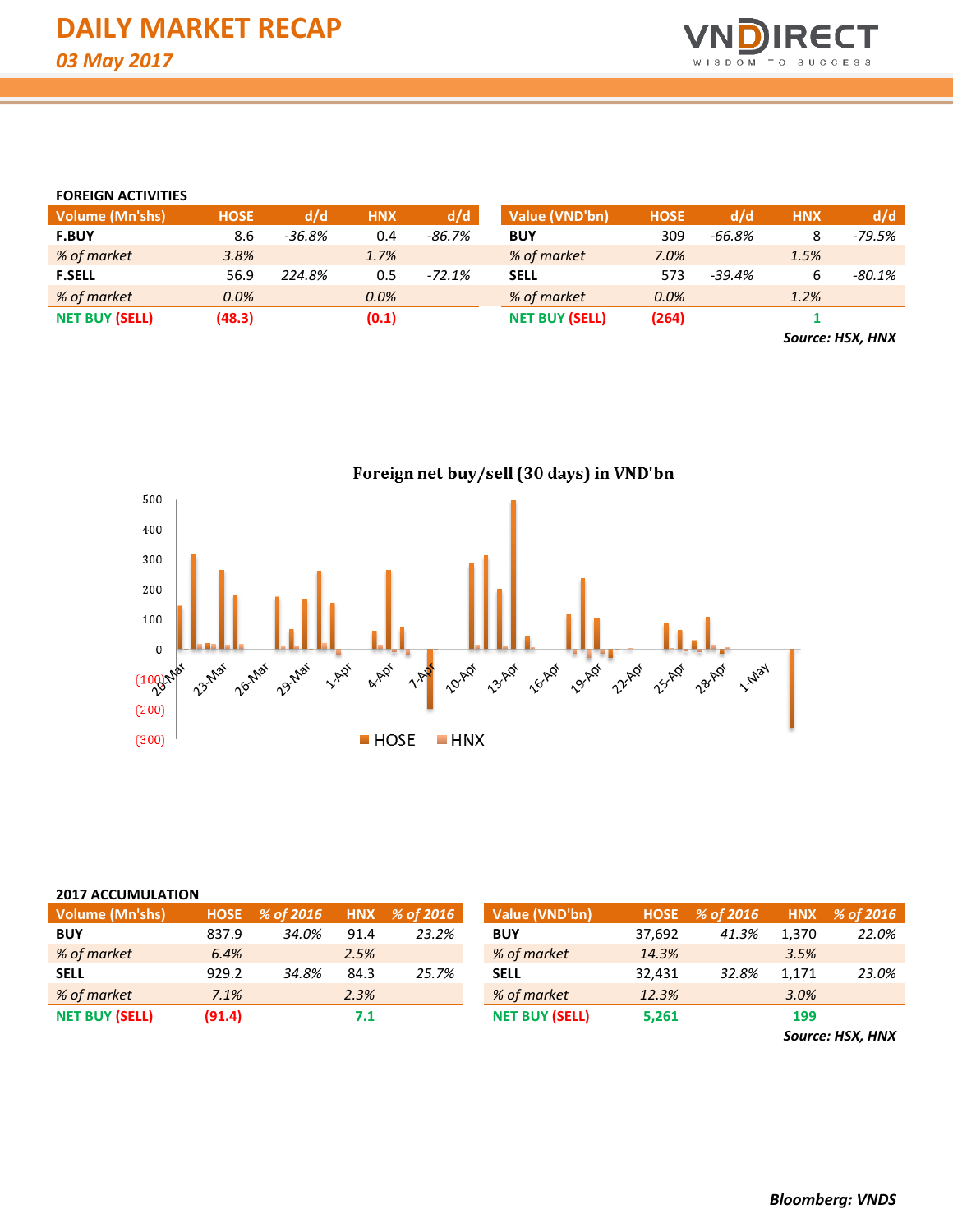# DAILY MARKET RECAP

*03 May 2017*

**FOREIGN ACTIVITIES**

| Volume (Mn'shs) | HOSE | d/d | HNX | d/d |
|---|---|---|---|---|
| **F.BUY** | 8.6 | *-36.8%* | 0.4 | *-86.7%* |
| *% of market* | *3.8%* | | *1.7%* | |
| **F.SELL** | 56.9 | *224.8%* | 0.5 | *-72.1%* |
| *% of market* | *0.0%* | | *0.0%* | |
| **NET BUY (SELL)** | **(48.3)** | | **(0.1)** | |

| Value (VND'bn) | HOSE | d/d | HNX | d/d |
|---|---|---|---|---|
| **BUY** | 309 | *-66.8%* | 8 | *-79.5%* |
| *% of market* | *7.0%* | | *1.5%* | |
| **SELL** | 573 | *-39.4%* | 6 | *-80.1%* |
| *% of market* | *0.0%* | | *1.2%* | |
| **NET BUY (SELL)** | **(264)** | | **1** | |

***Source: HSX, HNX***

**Foreign net buy/sell (30 days) in VND'bn**

**2017 ACCUMULATION**

| Volume (Mn'shs) | HOSE | % of 2016 | HNX | % of 2016 |
|---|---|---|---|---|
| **BUY** | 837.9 | *34.0%* | 91.4 | *23.2%* |
| *% of market* | *6.4%* | | *2.5%* | |
| **SELL** | 929.2 | *34.8%* | 84.3 | *25.7%* |
| *% of market* | *7.1%* | | *2.3%* | |
| **NET BUY (SELL)** | **(91.4)** | | **7.1** | |

| Value (VND'bn) | HOSE | % of 2016 | HNX | % of 2016 |
|---|---|---|---|---|
| **BUY** | 37,692 | *41.3%* | 1,370 | *22.0%* |
| *% of market* | *14.3%* | | *3.5%* | |
| **SELL** | 32,431 | *32.8%* | 1,171 | *23.0%* |
| *% of market* | *12.3%* | | *3.0%* | |
| **NET BUY (SELL)** | **5,261** | | **199** | |

***Source: HSX, HNX***

***Bloomberg: VNDS***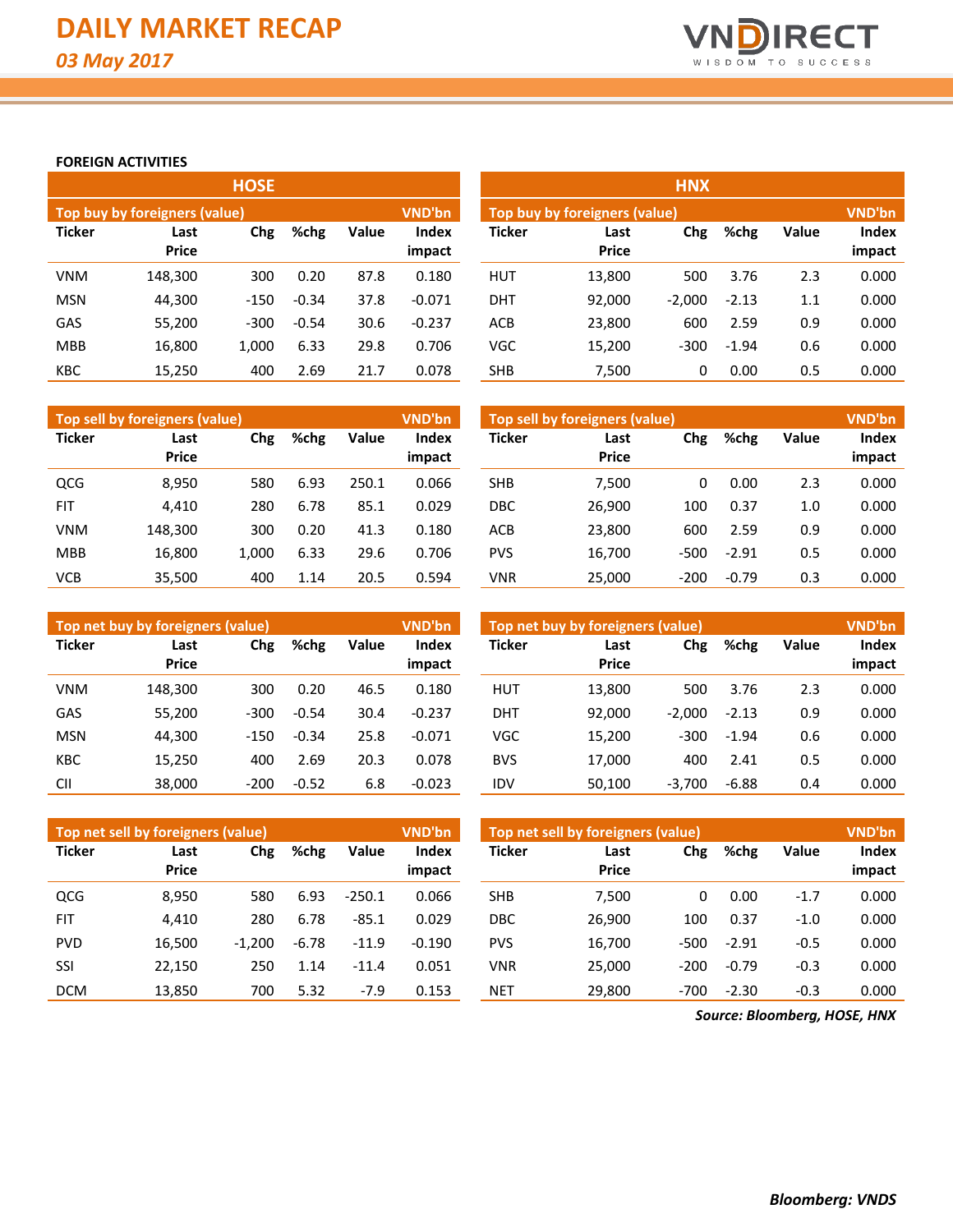# DAILY MARKET RECAP

*03 May 2017*

**FOREIGN ACTIVITIES**

## HOSE

**Top buy by foreigners (value)** — VND'bn

| Ticker | Last Price | Chg | %chg | Value | Index impact |
|---|---|---|---|---|---|
| VNM | 148,300 | 300 | 0.20 | 87.8 | 0.180 |
| MSN | 44,300 | -150 | -0.34 | 37.8 | -0.071 |
| GAS | 55,200 | -300 | -0.54 | 30.6 | -0.237 |
| MBB | 16,800 | 1,000 | 6.33 | 29.8 | 0.706 |
| KBC | 15,250 | 400 | 2.69 | 21.7 | 0.078 |

**Top sell by foreigners (value)** — VND'bn

| Ticker | Last Price | Chg | %chg | Value | Index impact |
|---|---|---|---|---|---|
| QCG | 8,950 | 580 | 6.93 | 250.1 | 0.066 |
| FIT | 4,410 | 280 | 6.78 | 85.1 | 0.029 |
| VNM | 148,300 | 300 | 0.20 | 41.3 | 0.180 |
| MBB | 16,800 | 1,000 | 6.33 | 29.6 | 0.706 |
| VCB | 35,500 | 400 | 1.14 | 20.5 | 0.594 |

**Top net buy by foreigners (value)** — VND'bn

| Ticker | Last Price | Chg | %chg | Value | Index impact |
|---|---|---|---|---|---|
| VNM | 148,300 | 300 | 0.20 | 46.5 | 0.180 |
| GAS | 55,200 | -300 | -0.54 | 30.4 | -0.237 |
| MSN | 44,300 | -150 | -0.34 | 25.8 | -0.071 |
| KBC | 15,250 | 400 | 2.69 | 20.3 | 0.078 |
| CII | 38,000 | -200 | -0.52 | 6.8 | -0.023 |

**Top net sell by foreigners (value)** — VND'bn

| Ticker | Last Price | Chg | %chg | Value | Index impact |
|---|---|---|---|---|---|
| QCG | 8,950 | 580 | 6.93 | -250.1 | 0.066 |
| FIT | 4,410 | 280 | 6.78 | -85.1 | 0.029 |
| PVD | 16,500 | -1,200 | -6.78 | -11.9 | -0.190 |
| SSI | 22,150 | 250 | 1.14 | -11.4 | 0.051 |
| DCM | 13,850 | 700 | 5.32 | -7.9 | 0.153 |

## HNX

**Top buy by foreigners (value)** — VND'bn

| Ticker | Last Price | Chg | %chg | Value | Index impact |
|---|---|---|---|---|---|
| HUT | 13,800 | 500 | 3.76 | 2.3 | 0.000 |
| DHT | 92,000 | -2,000 | -2.13 | 1.1 | 0.000 |
| ACB | 23,800 | 600 | 2.59 | 0.9 | 0.000 |
| VGC | 15,200 | -300 | -1.94 | 0.6 | 0.000 |
| SHB | 7,500 | 0 | 0.00 | 0.5 | 0.000 |

**Top sell by foreigners (value)** — VND'bn

| Ticker | Last Price | Chg | %chg | Value | Index impact |
|---|---|---|---|---|---|
| SHB | 7,500 | 0 | 0.00 | 2.3 | 0.000 |
| DBC | 26,900 | 100 | 0.37 | 1.0 | 0.000 |
| ACB | 23,800 | 600 | 2.59 | 0.9 | 0.000 |
| PVS | 16,700 | -500 | -2.91 | 0.5 | 0.000 |
| VNR | 25,000 | -200 | -0.79 | 0.3 | 0.000 |

**Top net buy by foreigners (value)** — VND'bn

| Ticker | Last Price | Chg | %chg | Value | Index impact |
|---|---|---|---|---|---|
| HUT | 13,800 | 500 | 3.76 | 2.3 | 0.000 |
| DHT | 92,000 | -2,000 | -2.13 | 0.9 | 0.000 |
| VGC | 15,200 | -300 | -1.94 | 0.6 | 0.000 |
| BVS | 17,000 | 400 | 2.41 | 0.5 | 0.000 |
| IDV | 50,100 | -3,700 | -6.88 | 0.4 | 0.000 |

**Top net sell by foreigners (value)** — VND'bn

| Ticker | Last Price | Chg | %chg | Value | Index impact |
|---|---|---|---|---|---|
| SHB | 7,500 | 0 | 0.00 | -1.7 | 0.000 |
| DBC | 26,900 | 100 | 0.37 | -1.0 | 0.000 |
| PVS | 16,700 | -500 | -2.91 | -0.5 | 0.000 |
| VNR | 25,000 | -200 | -0.79 | -0.3 | 0.000 |
| NET | 29,800 | -700 | -2.30 | -0.3 | 0.000 |

***Source: Bloomberg, HOSE, HNX***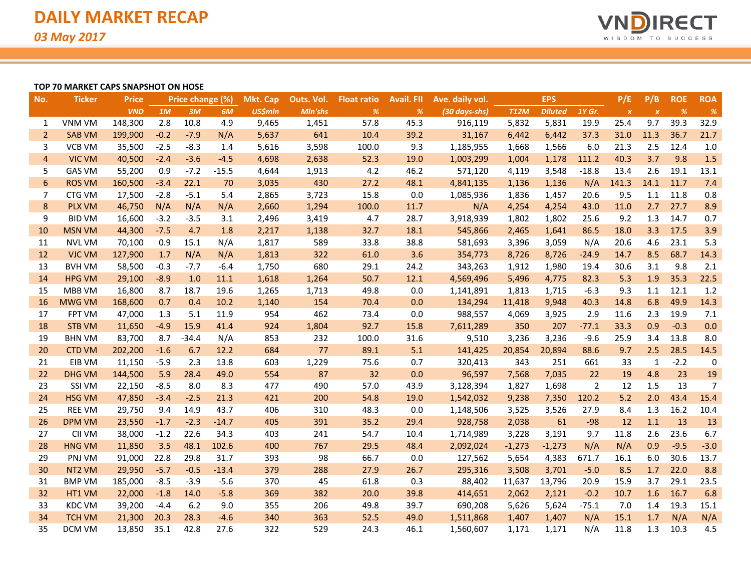# DAILY MARKET RECAP

*03 May 2017*

**TOP 70 MARKET CAPS SNAPSHOT ON HOSE**

| No. | Ticker | Price | Price change (%) | | | Mkt. Cap | Outs. Vol. | Float ratio | Avail. FII | Ave. daily vol. | EPS | | | P/E | P/B | ROE | ROA |
|---|---|---|---|---|---|---|---|---|---|---|---|---|---|---|---|---|---|
| | | *VND* | *1M* | *3M* | *6M* | *US$mln* | *Mln'shs* | *%* | *%* | *(30 days-shs)* | *T12M* | *Diluted* | *1Y Gr.* | *x* | *x* | *%* | *%* |
| 1 | VNM VM | 148,300 | 2.8 | 10.8 | 4.9 | 9,465 | 1,451 | 57.8 | 45.3 | 916,119 | 5,832 | 5,831 | 19.9 | 25.4 | 9.7 | 39.3 | 32.9 |
| 2 | SAB VM | 199,900 | -0.2 | -7.9 | N/A | 5,637 | 641 | 10.4 | 39.2 | 31,167 | 6,442 | 6,442 | 37.3 | 31.0 | 11.3 | 36.7 | 21.7 |
| 3 | VCB VM | 35,500 | -2.5 | -8.3 | 1.4 | 5,616 | 3,598 | 100.0 | 9.3 | 1,185,955 | 1,668 | 1,566 | 6.0 | 21.3 | 2.5 | 12.4 | 1.0 |
| 4 | VIC VM | 40,500 | -2.4 | -3.6 | -4.5 | 4,698 | 2,638 | 52.3 | 19.0 | 1,003,299 | 1,004 | 1,178 | 111.2 | 40.3 | 3.7 | 9.8 | 1.5 |
| 5 | GAS VM | 55,200 | 0.9 | -7.2 | -15.5 | 4,644 | 1,913 | 4.2 | 46.2 | 571,120 | 4,119 | 3,548 | -18.8 | 13.4 | 2.6 | 19.1 | 13.1 |
| 6 | ROS VM | 160,500 | -3.4 | 22.1 | 70 | 3,035 | 430 | 27.2 | 48.1 | 4,841,135 | 1,136 | 1,136 | N/A | 141.3 | 14.1 | 11.7 | 7.4 |
| 7 | CTG VM | 17,500 | -2.8 | -5.1 | 5.4 | 2,865 | 3,723 | 15.8 | 0.0 | 1,085,936 | 1,836 | 1,457 | 20.6 | 9.5 | 1.1 | 11.8 | 0.8 |
| 8 | PLX VM | 46,750 | N/A | N/A | N/A | 2,660 | 1,294 | 100.0 | 11.7 | N/A | 4,254 | 4,254 | 43.0 | 11.0 | 2.7 | 27.7 | 8.9 |
| 9 | BID VM | 16,600 | -3.2 | -3.5 | 3.1 | 2,496 | 3,419 | 4.7 | 28.7 | 3,918,939 | 1,802 | 1,802 | 25.6 | 9.2 | 1.3 | 14.7 | 0.7 |
| 10 | MSN VM | 44,300 | -7.5 | 4.7 | 1.8 | 2,217 | 1,138 | 32.7 | 18.1 | 545,866 | 2,465 | 1,641 | 86.5 | 18.0 | 3.3 | 17.5 | 3.9 |
| 11 | NVL VM | 70,100 | 0.9 | 15.1 | N/A | 1,817 | 589 | 33.8 | 38.8 | 581,693 | 3,396 | 3,059 | N/A | 20.6 | 4.6 | 23.1 | 5.3 |
| 12 | VJC VM | 127,900 | 1.7 | N/A | N/A | 1,813 | 322 | 61.0 | 3.6 | 354,773 | 8,726 | 8,726 | -24.9 | 14.7 | 8.5 | 68.7 | 14.3 |
| 13 | BVH VM | 58,500 | -0.3 | -7.7 | -6.4 | 1,750 | 680 | 29.1 | 24.2 | 343,263 | 1,912 | 1,980 | 19.4 | 30.6 | 3.1 | 9.8 | 2.1 |
| 14 | HPG VM | 29,100 | -8.9 | 1.0 | 11.1 | 1,618 | 1,264 | 50.7 | 12.1 | 4,569,496 | 5,496 | 4,775 | 82.3 | 5.3 | 1.9 | 35.3 | 22.5 |
| 15 | MBB VM | 16,800 | 8.7 | 18.7 | 19.6 | 1,265 | 1,713 | 49.8 | 0.0 | 1,141,891 | 1,813 | 1,715 | -6.3 | 9.3 | 1.1 | 12.1 | 1.2 |
| 16 | MWG VM | 168,600 | 0.7 | 0.4 | 10.2 | 1,140 | 154 | 70.4 | 0.0 | 134,294 | 11,418 | 9,948 | 40.3 | 14.8 | 6.8 | 49.9 | 14.3 |
| 17 | FPT VM | 47,000 | 1.3 | 5.1 | 11.9 | 954 | 462 | 73.4 | 0.0 | 988,557 | 4,069 | 3,925 | 2.9 | 11.6 | 2.3 | 19.9 | 7.1 |
| 18 | STB VM | 11,650 | -4.9 | 15.9 | 41.4 | 924 | 1,804 | 92.7 | 15.8 | 7,611,289 | 350 | 207 | -77.1 | 33.3 | 0.9 | -0.3 | 0.0 |
| 19 | BHN VM | 83,700 | 8.7 | -34.4 | N/A | 853 | 232 | 100.0 | 31.6 | 9,510 | 3,236 | 3,236 | -9.6 | 25.9 | 3.4 | 13.8 | 8.0 |
| 20 | CTD VM | 202,200 | -1.6 | 6.7 | 12.2 | 684 | 77 | 89.1 | 5.1 | 141,425 | 20,854 | 20,894 | 88.6 | 9.7 | 2.5 | 28.5 | 14.5 |
| 21 | EIB VM | 11,150 | -5.9 | 2.3 | 13.8 | 603 | 1,229 | 75.6 | 0.7 | 320,413 | 343 | 251 | 661 | 33 | 1 | -2.2 | 0 |
| 22 | DHG VM | 144,500 | 5.9 | 28.4 | 49.0 | 554 | 87 | 32 | 0.0 | 96,597 | 7,568 | 7,035 | 22 | 19 | 4.8 | 23 | 19 |
| 23 | SSI VM | 22,150 | -8.5 | 8.0 | 8.3 | 477 | 490 | 57.0 | 43.9 | 3,128,394 | 1,827 | 1,698 | 2 | 12 | 1.5 | 13 | 7 |
| 24 | HSG VM | 47,850 | -3.4 | -2.5 | 21.3 | 421 | 200 | 54.8 | 19.0 | 1,542,032 | 9,238 | 7,350 | 120.2 | 5.2 | 2.0 | 43.4 | 15.4 |
| 25 | REE VM | 29,750 | 9.4 | 14.9 | 43.7 | 406 | 310 | 48.3 | 0.0 | 1,148,506 | 3,525 | 3,526 | 27.9 | 8.4 | 1.3 | 16.2 | 10.4 |
| 26 | DPM VM | 23,550 | -1.7 | -2.3 | -14.7 | 405 | 391 | 35.2 | 29.4 | 928,758 | 2,038 | 61 | -98 | 12 | 1.1 | 13 | 13 |
| 27 | CII VM | 38,000 | -1.2 | 22.6 | 34.3 | 403 | 241 | 54.7 | 10.4 | 1,714,989 | 3,228 | 3,191 | 9.7 | 11.8 | 2.6 | 23.6 | 6.7 |
| 28 | HNG VM | 11,850 | 3.5 | 48.1 | 102.6 | 400 | 767 | 29.5 | 48.4 | 2,092,024 | -1,273 | -1,273 | N/A | N/A | 0.9 | -9.5 | -3.0 |
| 29 | PNJ VM | 91,000 | 22.8 | 29.8 | 31.7 | 393 | 98 | 66.7 | 0.0 | 127,562 | 5,654 | 4,383 | 671.7 | 16.1 | 6.0 | 30.6 | 13.7 |
| 30 | NT2 VM | 29,950 | -5.7 | -0.5 | -13.4 | 379 | 288 | 27.9 | 26.7 | 295,316 | 3,508 | 3,701 | -5.0 | 8.5 | 1.7 | 22.0 | 8.8 |
| 31 | BMP VM | 185,000 | -8.5 | -3.9 | -5.6 | 370 | 45 | 61.8 | 0.3 | 88,402 | 11,637 | 13,796 | 20.9 | 15.9 | 3.7 | 29.1 | 23.5 |
| 32 | HT1 VM | 22,000 | -1.8 | 14.0 | -5.8 | 369 | 382 | 20.0 | 39.8 | 414,651 | 2,062 | 2,121 | -0.2 | 10.7 | 1.6 | 16.7 | 6.8 |
| 33 | KDC VM | 39,200 | -4.4 | 6.2 | 9.0 | 355 | 206 | 49.8 | 39.7 | 690,208 | 5,626 | 5,624 | -75.1 | 7.0 | 1.4 | 19.3 | 15.1 |
| 34 | TCH VM | 21,300 | 20.3 | 28.3 | -4.6 | 340 | 363 | 52.5 | 49.0 | 1,511,868 | 1,407 | 1,407 | N/A | 15.1 | 1.7 | N/A | N/A |
| 35 | DCM VM | 13,850 | 35.1 | 42.8 | 27.6 | 322 | 529 | 24.3 | 46.1 | 1,560,607 | 1,171 | 1,171 | N/A | 11.8 | 1.3 | 10.3 | 4.5 |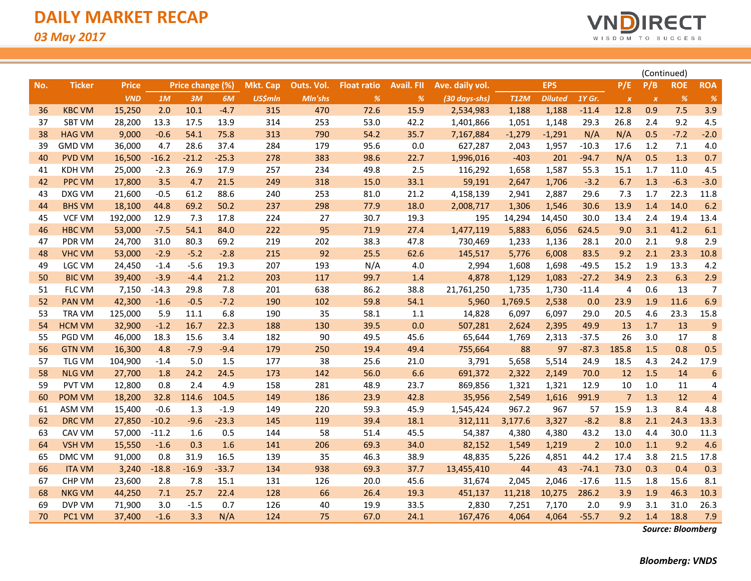# DAILY MARKET RECAP

*03 May 2017*

(Continued)

| No. | Ticker | Price | Price change (%) | | | Mkt. Cap | Outs. Vol. | Float ratio | Avail. FII | Ave. daily vol. | EPS | | | P/E | P/B | ROE | ROA |
|---|---|---|---|---|---|---|---|---|---|---|---|---|---|---|---|---|---|
| | | *VND* | *1M* | *3M* | *6M* | *US$mln* | *Mln'shs* | *%* | *%* | *(30 days-shs)* | *T12M* | *Diluted* | *1Y Gr.* | *x* | *x* | *%* | *%* |
| 36 | KBC VM | 15,250 | 2.0 | 10.1 | -4.7 | 315 | 470 | 72.6 | 15.9 | 2,534,983 | 1,188 | 1,188 | -11.4 | 12.8 | 0.9 | 7.5 | 3.9 |
| 37 | SBT VM | 28,200 | 13.3 | 17.5 | 13.9 | 314 | 253 | 53.0 | 42.2 | 1,401,866 | 1,051 | 1,148 | 29.3 | 26.8 | 2.4 | 9.2 | 4.5 |
| 38 | HAG VM | 9,000 | -0.6 | 54.1 | 75.8 | 313 | 790 | 54.2 | 35.7 | 7,167,884 | -1,279 | -1,291 | N/A | N/A | 0.5 | -7.2 | -2.0 |
| 39 | GMD VM | 36,000 | 4.7 | 28.6 | 37.4 | 284 | 179 | 95.6 | 0.0 | 627,287 | 2,043 | 1,957 | -10.3 | 17.6 | 1.2 | 7.1 | 4.0 |
| 40 | PVD VM | 16,500 | -16.2 | -21.2 | -25.3 | 278 | 383 | 98.6 | 22.7 | 1,996,016 | -403 | 201 | -94.7 | N/A | 0.5 | 1.3 | 0.7 |
| 41 | KDH VM | 25,000 | -2.3 | 26.9 | 17.9 | 257 | 234 | 49.8 | 2.5 | 116,292 | 1,658 | 1,587 | 55.3 | 15.1 | 1.7 | 11.0 | 4.5 |
| 42 | PPC VM | 17,800 | 3.5 | 4.7 | 21.5 | 249 | 318 | 15.0 | 33.1 | 59,191 | 2,647 | 1,706 | -3.2 | 6.7 | 1.3 | -6.3 | -3.0 |
| 43 | DXG VM | 21,600 | -0.5 | 61.2 | 88.6 | 240 | 253 | 81.0 | 21.2 | 4,158,139 | 2,941 | 2,887 | 29.6 | 7.3 | 1.7 | 22.3 | 11.8 |
| 44 | BHS VM | 18,100 | 44.8 | 69.2 | 50.2 | 237 | 298 | 77.9 | 18.0 | 2,008,717 | 1,306 | 1,546 | 30.6 | 13.9 | 1.4 | 14.0 | 6.2 |
| 45 | VCF VM | 192,000 | 12.9 | 7.3 | 17.8 | 224 | 27 | 30.7 | 19.3 | 195 | 14,294 | 14,450 | 30.0 | 13.4 | 2.4 | 19.4 | 13.4 |
| 46 | HBC VM | 53,000 | -7.5 | 54.1 | 84.0 | 222 | 95 | 71.9 | 27.4 | 1,477,119 | 5,883 | 6,056 | 624.5 | 9.0 | 3.1 | 41.2 | 6.1 |
| 47 | PDR VM | 24,700 | 31.0 | 80.3 | 69.2 | 219 | 202 | 38.3 | 47.8 | 730,469 | 1,233 | 1,136 | 28.1 | 20.0 | 2.1 | 9.8 | 2.9 |
| 48 | VHC VM | 53,000 | -2.9 | -5.2 | -2.8 | 215 | 92 | 25.5 | 62.6 | 145,517 | 5,776 | 6,008 | 83.5 | 9.2 | 2.1 | 23.3 | 10.8 |
| 49 | LGC VM | 24,450 | -1.4 | -5.6 | 19.3 | 207 | 193 | N/A | 4.0 | 2,994 | 1,608 | 1,698 | -49.5 | 15.2 | 1.9 | 13.3 | 4.2 |
| 50 | BIC VM | 39,400 | -3.9 | -4.4 | 21.2 | 203 | 117 | 99.7 | 1.4 | 4,878 | 1,129 | 1,083 | -27.2 | 34.9 | 2.3 | 6.3 | 2.9 |
| 51 | FLC VM | 7,150 | -14.3 | 29.8 | 7.8 | 201 | 638 | 86.2 | 38.8 | 21,761,250 | 1,735 | 1,730 | -11.4 | 4 | 0.6 | 13 | 7 |
| 52 | PAN VM | 42,300 | -1.6 | -0.5 | -7.2 | 190 | 102 | 59.8 | 54.1 | 5,960 | 1,769.5 | 2,538 | 0.0 | 23.9 | 1.9 | 11.6 | 6.9 |
| 53 | TRA VM | 125,000 | 5.9 | 11.1 | 6.8 | 190 | 35 | 58.1 | 1.1 | 14,828 | 6,097 | 6,097 | 29.0 | 20.5 | 4.6 | 23.3 | 15.8 |
| 54 | HCM VM | 32,900 | -1.2 | 16.7 | 22.3 | 188 | 130 | 39.5 | 0.0 | 507,281 | 2,624 | 2,395 | 49.9 | 13 | 1.7 | 13 | 9 |
| 55 | PGD VM | 46,000 | 18.3 | 15.6 | 3.4 | 182 | 90 | 49.5 | 45.6 | 65,644 | 1,769 | 2,313 | -37.5 | 26 | 3.0 | 17 | 8 |
| 56 | GTN VM | 16,300 | 4.8 | -7.9 | -9.4 | 179 | 250 | 19.4 | 49.4 | 755,664 | 88 | 97 | -87.3 | 185.8 | 1.5 | 0.8 | 0.5 |
| 57 | TLG VM | 104,900 | -1.4 | 5.0 | 1.5 | 177 | 38 | 25.6 | 21.0 | 3,791 | 5,658 | 5,514 | 24.9 | 18.5 | 4.3 | 24.2 | 17.9 |
| 58 | NLG VM | 27,700 | 1.8 | 24.2 | 24.5 | 173 | 142 | 56.0 | 6.6 | 691,372 | 2,322 | 2,149 | 70.0 | 12 | 1.5 | 14 | 6 |
| 59 | PVT VM | 12,800 | 0.8 | 2.4 | 4.9 | 158 | 281 | 48.9 | 23.7 | 869,856 | 1,321 | 1,321 | 12.9 | 10 | 1.0 | 11 | 4 |
| 60 | POM VM | 18,200 | 32.8 | 114.6 | 104.5 | 149 | 186 | 23.9 | 42.8 | 35,956 | 2,549 | 1,616 | 991.9 | 7 | 1.3 | 12 | 4 |
| 61 | ASM VM | 15,400 | -0.6 | 1.3 | -1.9 | 149 | 220 | 59.3 | 45.9 | 1,545,424 | 967.2 | 967 | 57 | 15.9 | 1.3 | 8.4 | 4.8 |
| 62 | DRC VM | 27,850 | -10.2 | -9.6 | -23.3 | 145 | 119 | 39.4 | 18.1 | 312,111 | 3,177.6 | 3,327 | -8.2 | 8.8 | 2.1 | 24.3 | 13.3 |
| 63 | CAV VM | 57,000 | -11.2 | 1.6 | 0.5 | 144 | 58 | 51.4 | 45.5 | 54,387 | 4,380 | 4,380 | 43.2 | 13.0 | 4.4 | 30.0 | 11.3 |
| 64 | VSH VM | 15,550 | -1.6 | 0.3 | 1.6 | 141 | 206 | 69.3 | 34.0 | 82,152 | 1,549 | 1,219 | 2 | 10.0 | 1.1 | 9.2 | 4.6 |
| 65 | DMC VM | 91,000 | 0.8 | 31.9 | 16.5 | 139 | 35 | 46.3 | 38.9 | 48,835 | 5,226 | 4,851 | 44.2 | 17.4 | 3.8 | 21.5 | 17.8 |
| 66 | ITA VM | 3,240 | -18.8 | -16.9 | -33.7 | 134 | 938 | 69.3 | 37.7 | 13,455,410 | 44 | 43 | -74.1 | 73.0 | 0.3 | 0.4 | 0.3 |
| 67 | CHP VM | 23,600 | 2.8 | 7.8 | 15.1 | 131 | 126 | 20.0 | 45.6 | 31,674 | 2,045 | 2,046 | -17.6 | 11.5 | 1.8 | 15.6 | 8.1 |
| 68 | NKG VM | 44,250 | 7.1 | 25.7 | 22.4 | 128 | 66 | 26.4 | 19.3 | 451,137 | 11,218 | 10,275 | 286.2 | 3.9 | 1.9 | 46.3 | 10.3 |
| 69 | DVP VM | 71,900 | 3.0 | -1.5 | 0.7 | 126 | 40 | 19.9 | 33.5 | 2,830 | 7,251 | 7,170 | 2.0 | 9.9 | 3.1 | 31.0 | 26.3 |
| 70 | PC1 VM | 37,400 | -1.6 | 3.3 | N/A | 124 | 75 | 67.0 | 24.1 | 167,476 | 4,064 | 4,064 | -55.7 | 9.2 | 1.4 | 18.8 | 7.9 |

***Source: Bloomberg***

***Bloomberg: VNDS***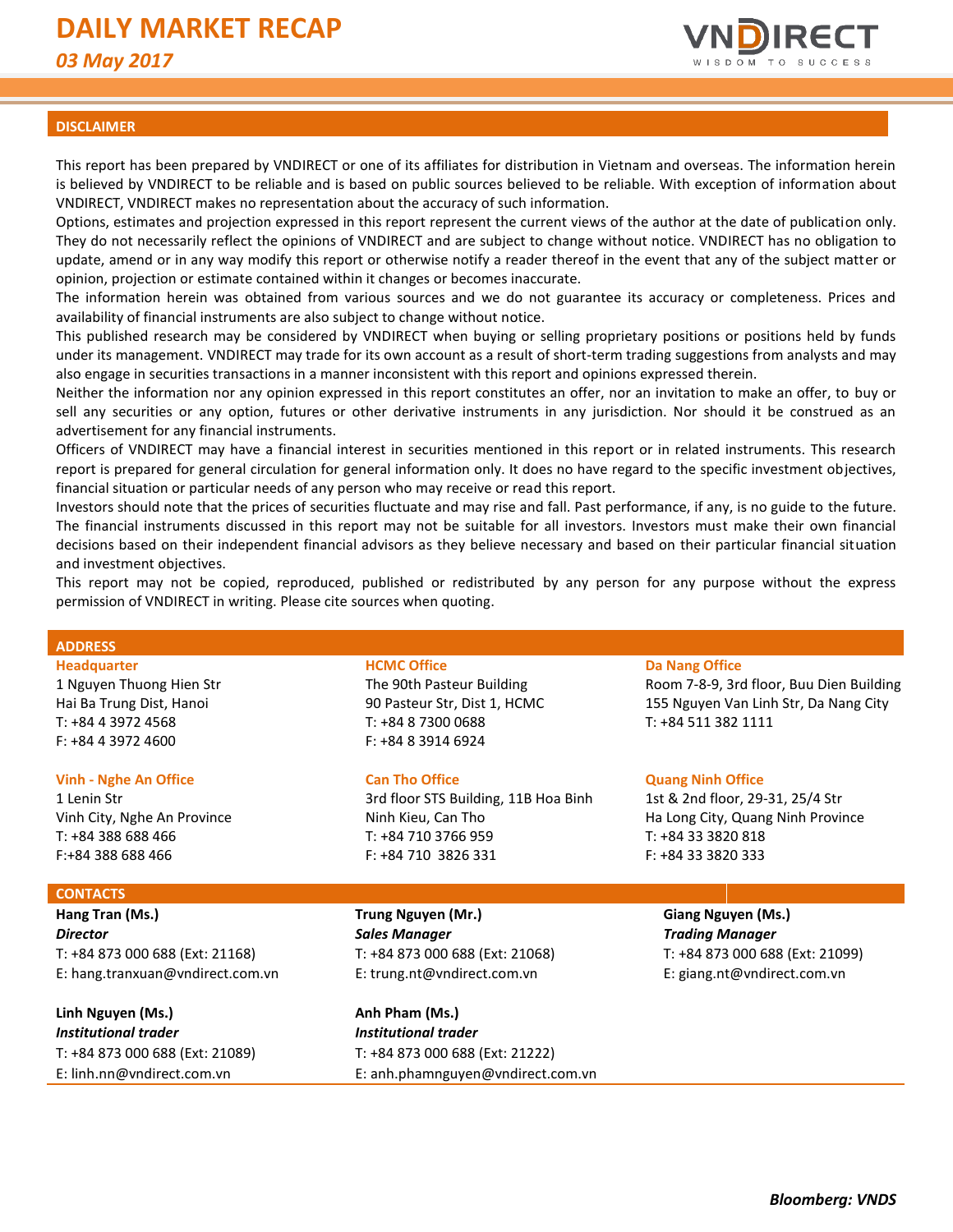# DAILY MARKET RECAP

*03 May 2017*

## DISCLAIMER

This report has been prepared by VNDIRECT or one of its affiliates for distribution in Vietnam and overseas. The information herein is believed by VNDIRECT to be reliable and is based on public sources believed to be reliable. With exception of information about VNDIRECT, VNDIRECT makes no representation about the accuracy of such information.

Options, estimates and projection expressed in this report represent the current views of the author at the date of publication only. They do not necessarily reflect the opinions of VNDIRECT and are subject to change without notice. VNDIRECT has no obligation to update, amend or in any way modify this report or otherwise notify a reader thereof in the event that any of the subject matter or opinion, projection or estimate contained within it changes or becomes inaccurate.

The information herein was obtained from various sources and we do not guarantee its accuracy or completeness. Prices and availability of financial instruments are also subject to change without notice.

This published research may be considered by VNDIRECT when buying or selling proprietary positions or positions held by funds under its management. VNDIRECT may trade for its own account as a result of short-term trading suggestions from analysts and may also engage in securities transactions in a manner inconsistent with this report and opinions expressed therein.

Neither the information nor any opinion expressed in this report constitutes an offer, nor an invitation to make an offer, to buy or sell any securities or any option, futures or other derivative instruments in any jurisdiction. Nor should it be construed as an advertisement for any financial instruments.

Officers of VNDIRECT may have a financial interest in securities mentioned in this report or in related instruments. This research report is prepared for general circulation for general information only. It does no have regard to the specific investment objectives, financial situation or particular needs of any person who may receive or read this report.

Investors should note that the prices of securities fluctuate and may rise and fall. Past performance, if any, is no guide to the future. The financial instruments discussed in this report may not be suitable for all investors. Investors must make their own financial decisions based on their independent financial advisors as they believe necessary and based on their particular financial situation and investment objectives.

This report may not be copied, reproduced, published or redistributed by any person for any purpose without the express permission of VNDIRECT in writing. Please cite sources when quoting.

## ADDRESS

**Headquarter**
1 Nguyen Thuong Hien Str
Hai Ba Trung Dist, Hanoi
T: +84 4 3972 4568
F: +84 4 3972 4600

**HCMC Office**
The 90th Pasteur Building
90 Pasteur Str, Dist 1, HCMC
T: +84 8 7300 0688
F: +84 8 3914 6924

**Da Nang Office**
Room 7-8-9, 3rd floor, Buu Dien Building
155 Nguyen Van Linh Str, Da Nang City
T: +84 511 382 1111

**Vinh - Nghe An Office**
1 Lenin Str
Vinh City, Nghe An Province
T: +84 388 688 466
F:+84 388 688 466

**Can Tho Office**
3rd floor STS Building, 11B Hoa Binh
Ninh Kieu, Can Tho
T: +84 710 3766 959
F: +84 710 3826 331

**Quang Ninh Office**
1st & 2nd floor, 29-31, 25/4 Str
Ha Long City, Quang Ninh Province
T: +84 33 3820 818
F: +84 33 3820 333

## CONTACTS

**Hang Tran (Ms.)**
*Director*
T: +84 873 000 688 (Ext: 21168)
E: hang.tranxuan@vndirect.com.vn

**Trung Nguyen (Mr.)**
*Sales Manager*
T: +84 873 000 688 (Ext: 21068)
E: trung.nt@vndirect.com.vn

**Giang Nguyen (Ms.)**
*Trading Manager*
T: +84 873 000 688 (Ext: 21099)
E: giang.nt@vndirect.com.vn

**Linh Nguyen (Ms.)**
*Institutional trader*
T: +84 873 000 688 (Ext: 21089)
E: linh.nn@vndirect.com.vn

**Anh Pham (Ms.)**
*Institutional trader*
T: +84 873 000 688 (Ext: 21222)
E: anh.phamnguyen@vndirect.com.vn

***Bloomberg: VNDS***